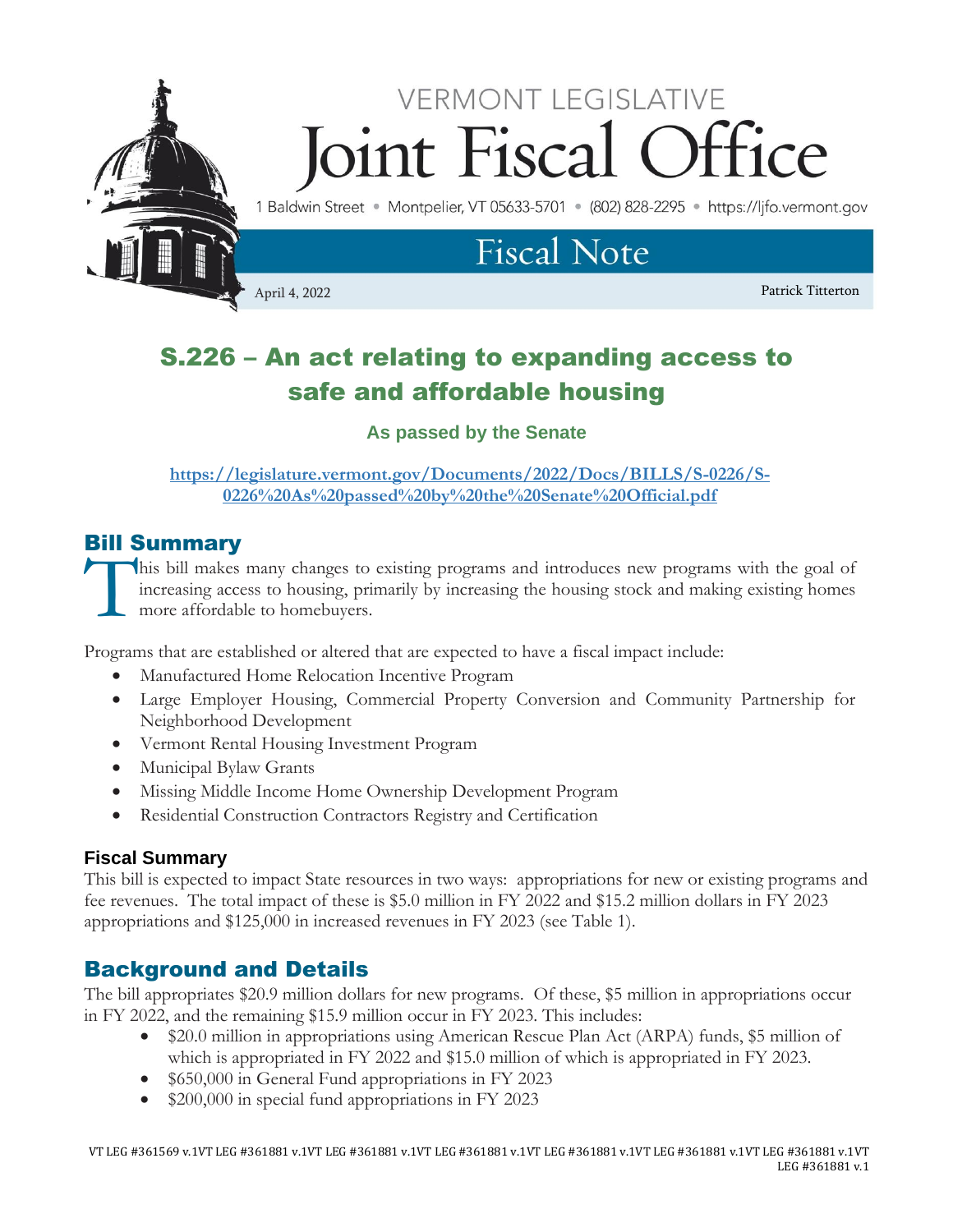VERMONT LEGISLATIVE

# Joint Fiscal Office

1 Baldwin Street • Montpelier, VT 05633-5701 • (802) 828-2295 • https://ljfo.vermont.gov

## Fiscal Note

April 4, 2022

Patrick Titterton

# S.226 – An act relating to expanding access to safe and affordable housing

### As passed by the Senate

https://legislature.vermont.gov/Documents/2022/Docs/BILLS/S-0226/S-0226%20As%20passed%20by%20the%20Senate%20Official.pdf

## Bill Summary

This bill makes many changes to existing programs and introduces new programs with the goal of increasing access to housing, primarily by increasing the housing stock and making existing homes more affordable to homebuyers.

Programs that are established or altered that are expected to have a fiscal impact include:

- Manufactured Home Relocation Incentive Program
- Large Employer Housing, Commercial Property Conversion and Community Partnership for Neighborhood Development
- Vermont Rental Housing Investment Program
- Municipal Bylaw Grants
- Missing Middle Income Home Ownership Development Program
- Residential Construction Contractors Registry and Certification

### Fiscal Summary

This bill is expected to impact State resources in two ways: appropriations for new or existing programs and fee revenues. The total impact of these is $5.0 million in FY 2022 and $15.2 million dollars in FY 2023 appropriations and $125,000 in increased revenues in FY 2023 (see Table 1).

## Background and Details

The bill appropriates $20.9 million dollars for new programs. Of these, $5 million in appropriations occur in FY 2022, and the remaining $15.9 million occur in FY 2023. This includes:

- $20.0 million in appropriations using American Rescue Plan Act (ARPA) funds, $5 million of which is appropriated in FY 2022 and $15.0 million of which is appropriated in FY 2023.
- $650,000 in General Fund appropriations in FY 2023
- $200,000 in special fund appropriations in FY 2023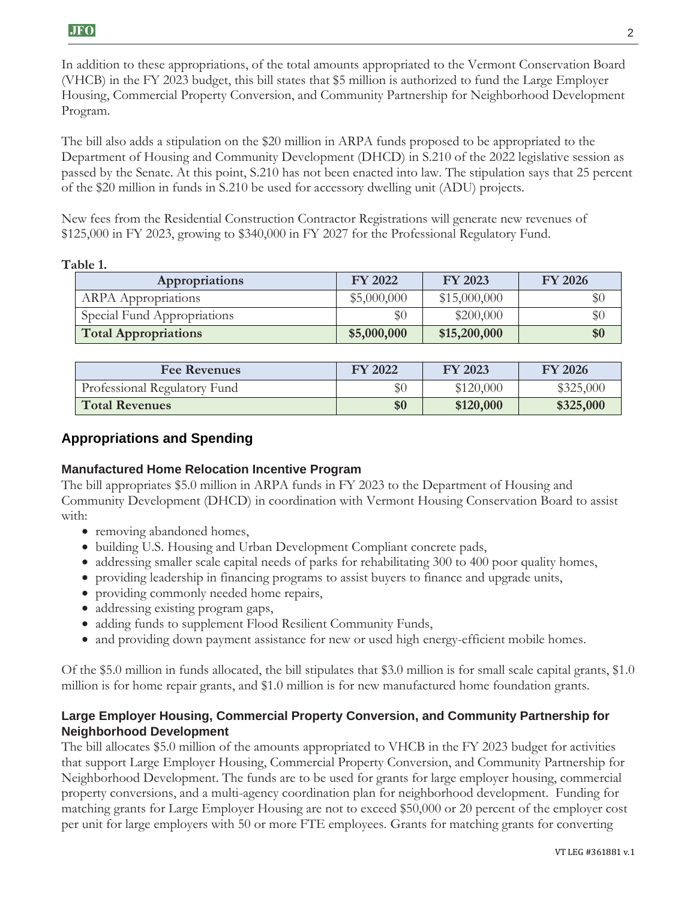In addition to these appropriations, of the total amounts appropriated to the Vermont Conservation Board (VHCB) in the FY 2023 budget, this bill states that $5 million is authorized to fund the Large Employer Housing, Commercial Property Conversion, and Community Partnership for Neighborhood Development Program.

The bill also adds a stipulation on the $20 million in ARPA funds proposed to be appropriated to the Department of Housing and Community Development (DHCD) in S.210 of the 2022 legislative session as passed by the Senate. At this point, S.210 has not been enacted into law. The stipulation says that 25 percent of the $20 million in funds in S.210 be used for accessory dwelling unit (ADU) projects.

New fees from the Residential Construction Contractor Registrations will generate new revenues of $125,000 in FY 2023, growing to $340,000 in FY 2027 for the Professional Regulatory Fund.

**Table 1.**

| Appropriations | FY 2022 | FY 2023 | FY 2026 |
|---|---|---|---|
| ARPA Appropriations | $5,000,000 | $15,000,000 | $0 |
| Special Fund Appropriations | $0 | $200,000 | $0 |
| **Total Appropriations** | **$5,000,000** | **$15,200,000** | **$0** |

| Fee Revenues | FY 2022 | FY 2023 | FY 2026 |
|---|---|---|---|
| Professional Regulatory Fund | $0 | $120,000 | $325,000 |
| **Total Revenues** | **$0** | **$120,000** | **$325,000** |

## Appropriations and Spending

### Manufactured Home Relocation Incentive Program

The bill appropriates $5.0 million in ARPA funds in FY 2023 to the Department of Housing and Community Development (DHCD) in coordination with Vermont Housing Conservation Board to assist with:

- removing abandoned homes,
- building U.S. Housing and Urban Development Compliant concrete pads,
- addressing smaller scale capital needs of parks for rehabilitating 300 to 400 poor quality homes,
- providing leadership in financing programs to assist buyers to finance and upgrade units,
- providing commonly needed home repairs,
- addressing existing program gaps,
- adding funds to supplement Flood Resilient Community Funds,
- and providing down payment assistance for new or used high energy-efficient mobile homes.

Of the $5.0 million in funds allocated, the bill stipulates that $3.0 million is for small scale capital grants, $1.0 million is for home repair grants, and $1.0 million is for new manufactured home foundation grants.

### Large Employer Housing, Commercial Property Conversion, and Community Partnership for Neighborhood Development

The bill allocates $5.0 million of the amounts appropriated to VHCB in the FY 2023 budget for activities that support Large Employer Housing, Commercial Property Conversion, and Community Partnership for Neighborhood Development. The funds are to be used for grants for large employer housing, commercial property conversions, and a multi-agency coordination plan for neighborhood development. Funding for matching grants for Large Employer Housing are not to exceed $50,000 or 20 percent of the employer cost per unit for large employers with 50 or more FTE employees. Grants for matching grants for converting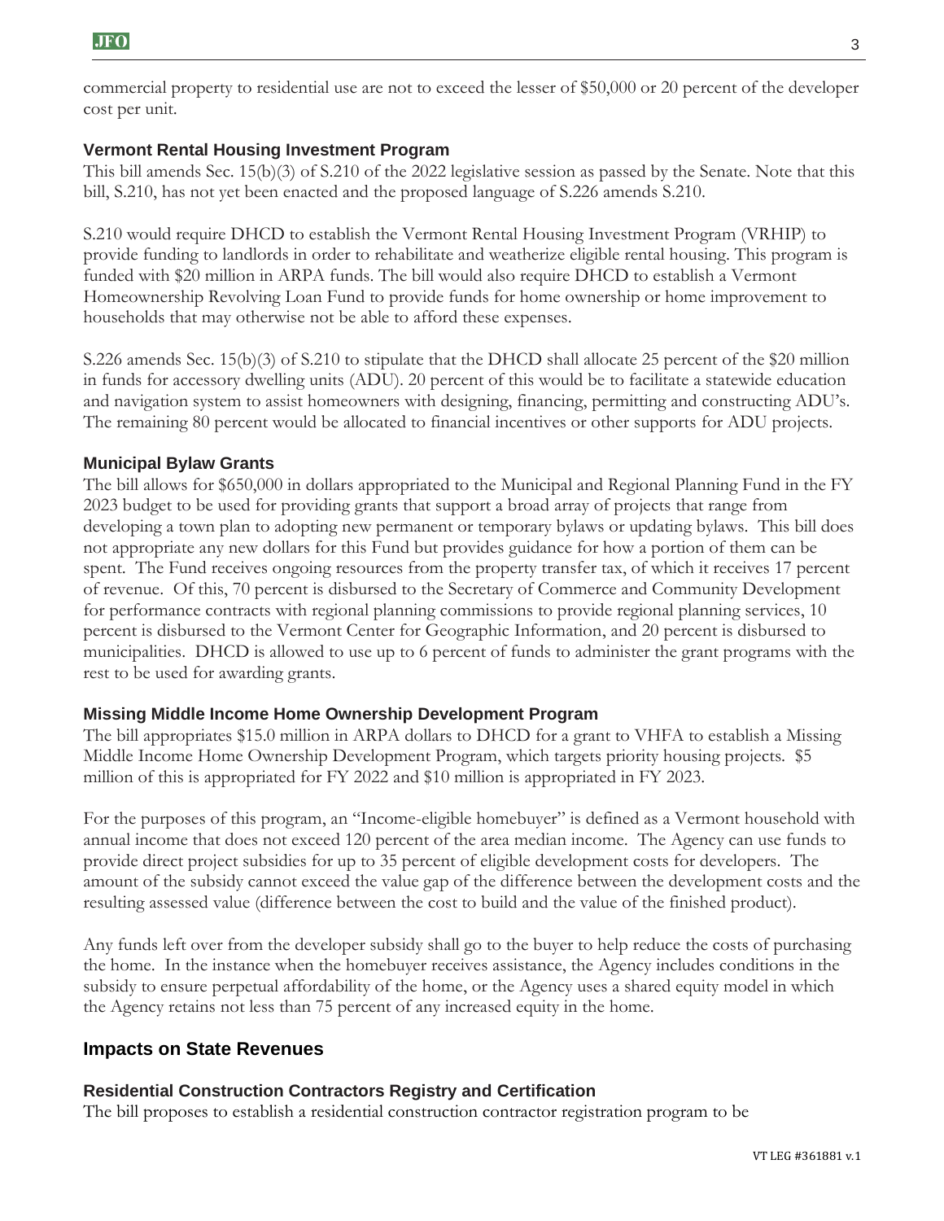commercial property to residential use are not to exceed the lesser of $50,000 or 20 percent of the developer cost per unit.

### Vermont Rental Housing Investment Program

This bill amends Sec. 15(b)(3) of S.210 of the 2022 legislative session as passed by the Senate. Note that this bill, S.210, has not yet been enacted and the proposed language of S.226 amends S.210.

S.210 would require DHCD to establish the Vermont Rental Housing Investment Program (VRHIP) to provide funding to landlords in order to rehabilitate and weatherize eligible rental housing. This program is funded with $20 million in ARPA funds. The bill would also require DHCD to establish a Vermont Homeownership Revolving Loan Fund to provide funds for home ownership or home improvement to households that may otherwise not be able to afford these expenses.

S.226 amends Sec. 15(b)(3) of S.210 to stipulate that the DHCD shall allocate 25 percent of the $20 million in funds for accessory dwelling units (ADU). 20 percent of this would be to facilitate a statewide education and navigation system to assist homeowners with designing, financing, permitting and constructing ADU's. The remaining 80 percent would be allocated to financial incentives or other supports for ADU projects.

### Municipal Bylaw Grants

The bill allows for $650,000 in dollars appropriated to the Municipal and Regional Planning Fund in the FY 2023 budget to be used for providing grants that support a broad array of projects that range from developing a town plan to adopting new permanent or temporary bylaws or updating bylaws. This bill does not appropriate any new dollars for this Fund but provides guidance for how a portion of them can be spent. The Fund receives ongoing resources from the property transfer tax, of which it receives 17 percent of revenue. Of this, 70 percent is disbursed to the Secretary of Commerce and Community Development for performance contracts with regional planning commissions to provide regional planning services, 10 percent is disbursed to the Vermont Center for Geographic Information, and 20 percent is disbursed to municipalities. DHCD is allowed to use up to 6 percent of funds to administer the grant programs with the rest to be used for awarding grants.

### Missing Middle Income Home Ownership Development Program

The bill appropriates $15.0 million in ARPA dollars to DHCD for a grant to VHFA to establish a Missing Middle Income Home Ownership Development Program, which targets priority housing projects. $5 million of this is appropriated for FY 2022 and $10 million is appropriated in FY 2023.

For the purposes of this program, an "Income-eligible homebuyer" is defined as a Vermont household with annual income that does not exceed 120 percent of the area median income. The Agency can use funds to provide direct project subsidies for up to 35 percent of eligible development costs for developers. The amount of the subsidy cannot exceed the value gap of the difference between the development costs and the resulting assessed value (difference between the cost to build and the value of the finished product).

Any funds left over from the developer subsidy shall go to the buyer to help reduce the costs of purchasing the home. In the instance when the homebuyer receives assistance, the Agency includes conditions in the subsidy to ensure perpetual affordability of the home, or the Agency uses a shared equity model in which the Agency retains not less than 75 percent of any increased equity in the home.

## Impacts on State Revenues

### Residential Construction Contractors Registry and Certification

The bill proposes to establish a residential construction contractor registration program to be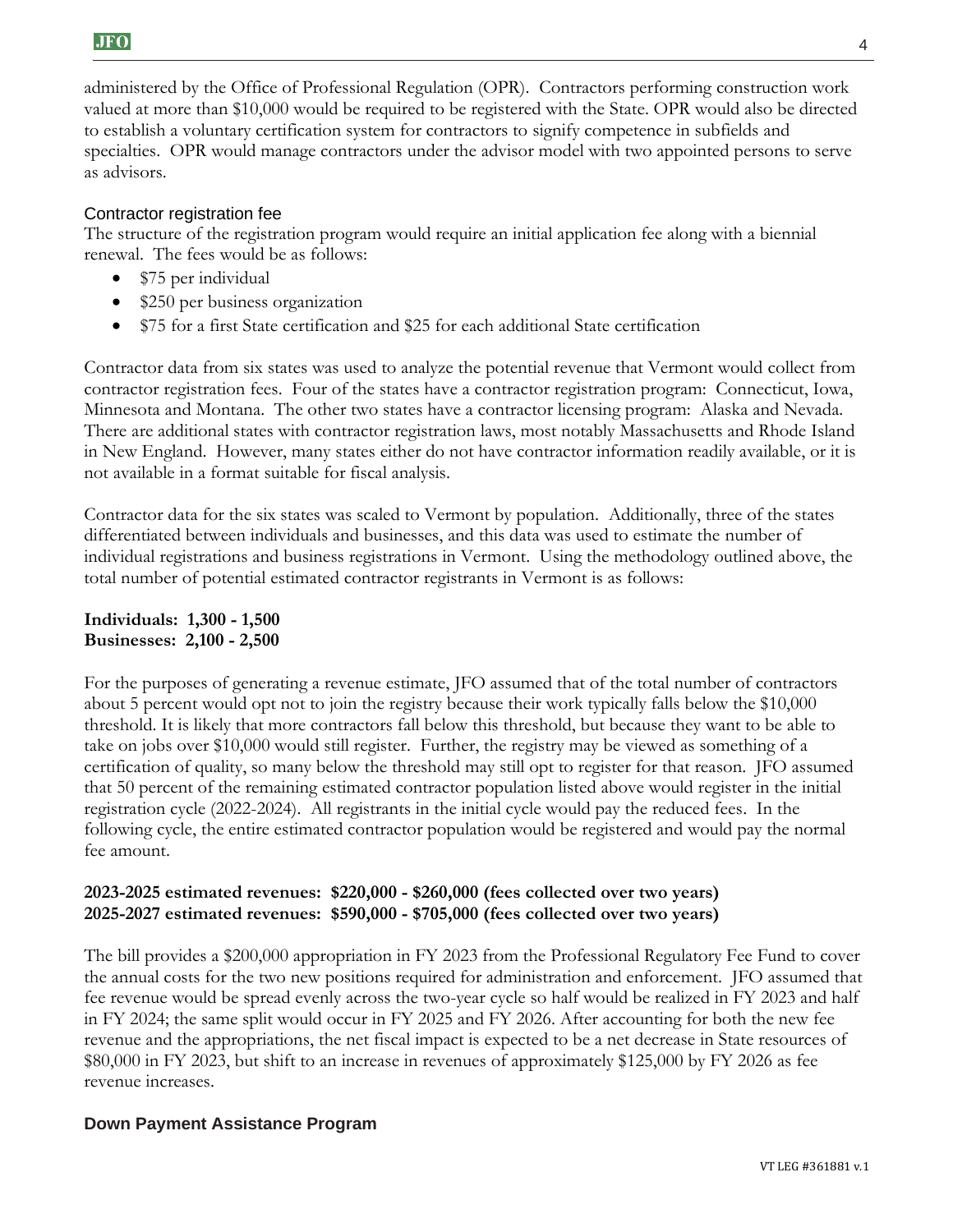administered by the Office of Professional Regulation (OPR). Contractors performing construction work valued at more than $10,000 would be required to be registered with the State. OPR would also be directed to establish a voluntary certification system for contractors to signify competence in subfields and specialties. OPR would manage contractors under the advisor model with two appointed persons to serve as advisors.

### Contractor registration fee

The structure of the registration program would require an initial application fee along with a biennial renewal. The fees would be as follows:

- $75 per individual
- $250 per business organization
- $75 for a first State certification and $25 for each additional State certification

Contractor data from six states was used to analyze the potential revenue that Vermont would collect from contractor registration fees. Four of the states have a contractor registration program: Connecticut, Iowa, Minnesota and Montana. The other two states have a contractor licensing program: Alaska and Nevada. There are additional states with contractor registration laws, most notably Massachusetts and Rhode Island in New England. However, many states either do not have contractor information readily available, or it is not available in a format suitable for fiscal analysis.

Contractor data for the six states was scaled to Vermont by population. Additionally, three of the states differentiated between individuals and businesses, and this data was used to estimate the number of individual registrations and business registrations in Vermont. Using the methodology outlined above, the total number of potential estimated contractor registrants in Vermont is as follows:

**Individuals: 1,300 - 1,500**
**Businesses: 2,100 - 2,500**

For the purposes of generating a revenue estimate, JFO assumed that of the total number of contractors about 5 percent would opt not to join the registry because their work typically falls below the $10,000 threshold. It is likely that more contractors fall below this threshold, but because they want to be able to take on jobs over $10,000 would still register. Further, the registry may be viewed as something of a certification of quality, so many below the threshold may still opt to register for that reason. JFO assumed that 50 percent of the remaining estimated contractor population listed above would register in the initial registration cycle (2022-2024). All registrants in the initial cycle would pay the reduced fees. In the following cycle, the entire estimated contractor population would be registered and would pay the normal fee amount.

**2023-2025 estimated revenues: $220,000 - $260,000 (fees collected over two years)**
**2025-2027 estimated revenues: $590,000 - $705,000 (fees collected over two years)**

The bill provides a $200,000 appropriation in FY 2023 from the Professional Regulatory Fee Fund to cover the annual costs for the two new positions required for administration and enforcement. JFO assumed that fee revenue would be spread evenly across the two-year cycle so half would be realized in FY 2023 and half in FY 2024; the same split would occur in FY 2025 and FY 2026. After accounting for both the new fee revenue and the appropriations, the net fiscal impact is expected to be a net decrease in State resources of $80,000 in FY 2023, but shift to an increase in revenues of approximately $125,000 by FY 2026 as fee revenue increases.

## Down Payment Assistance Program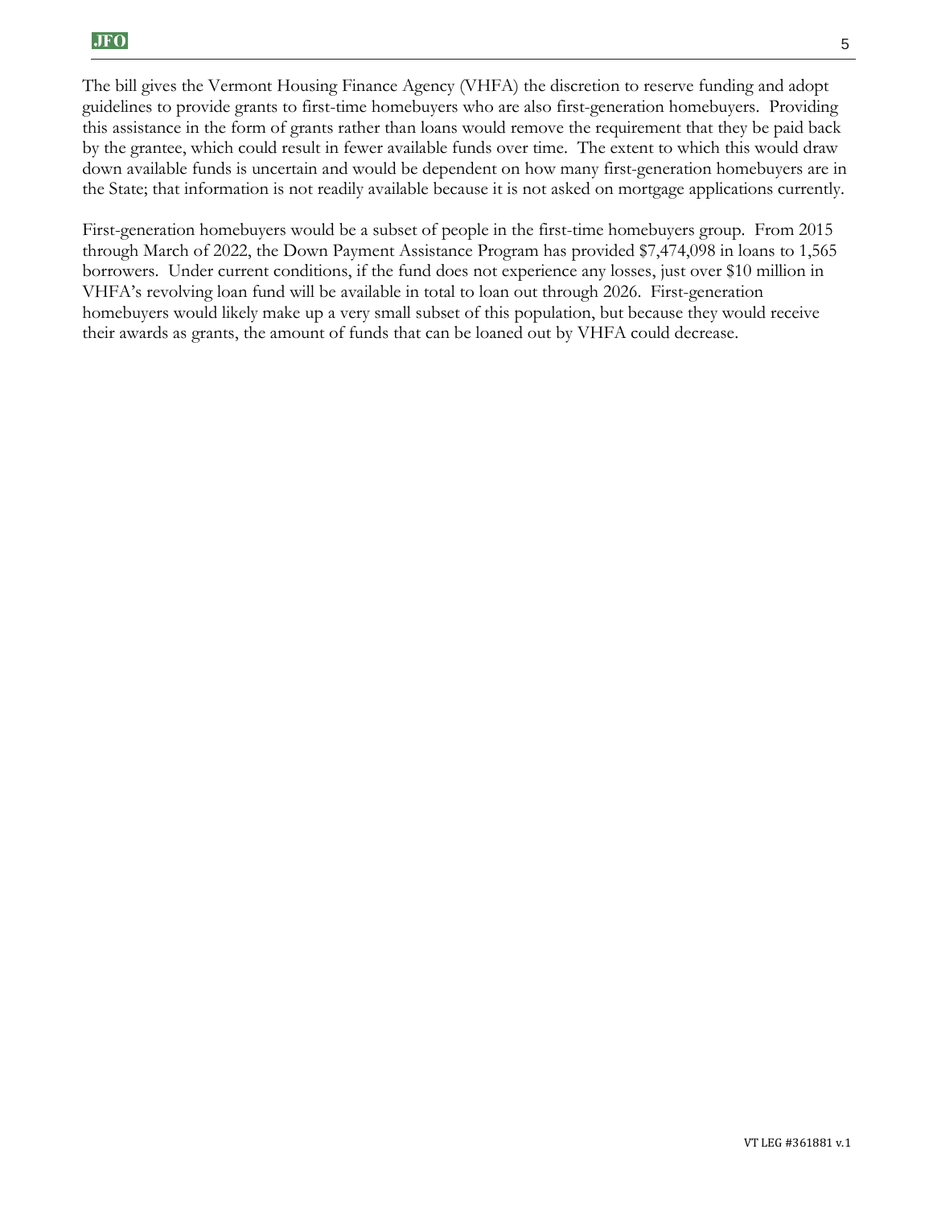The bill gives the Vermont Housing Finance Agency (VHFA) the discretion to reserve funding and adopt guidelines to provide grants to first-time homebuyers who are also first-generation homebuyers. Providing this assistance in the form of grants rather than loans would remove the requirement that they be paid back by the grantee, which could result in fewer available funds over time. The extent to which this would draw down available funds is uncertain and would be dependent on how many first-generation homebuyers are in the State; that information is not readily available because it is not asked on mortgage applications currently.

First-generation homebuyers would be a subset of people in the first-time homebuyers group. From 2015 through March of 2022, the Down Payment Assistance Program has provided $7,474,098 in loans to 1,565 borrowers. Under current conditions, if the fund does not experience any losses, just over $10 million in VHFA's revolving loan fund will be available in total to loan out through 2026. First-generation homebuyers would likely make up a very small subset of this population, but because they would receive their awards as grants, the amount of funds that can be loaned out by VHFA could decrease.